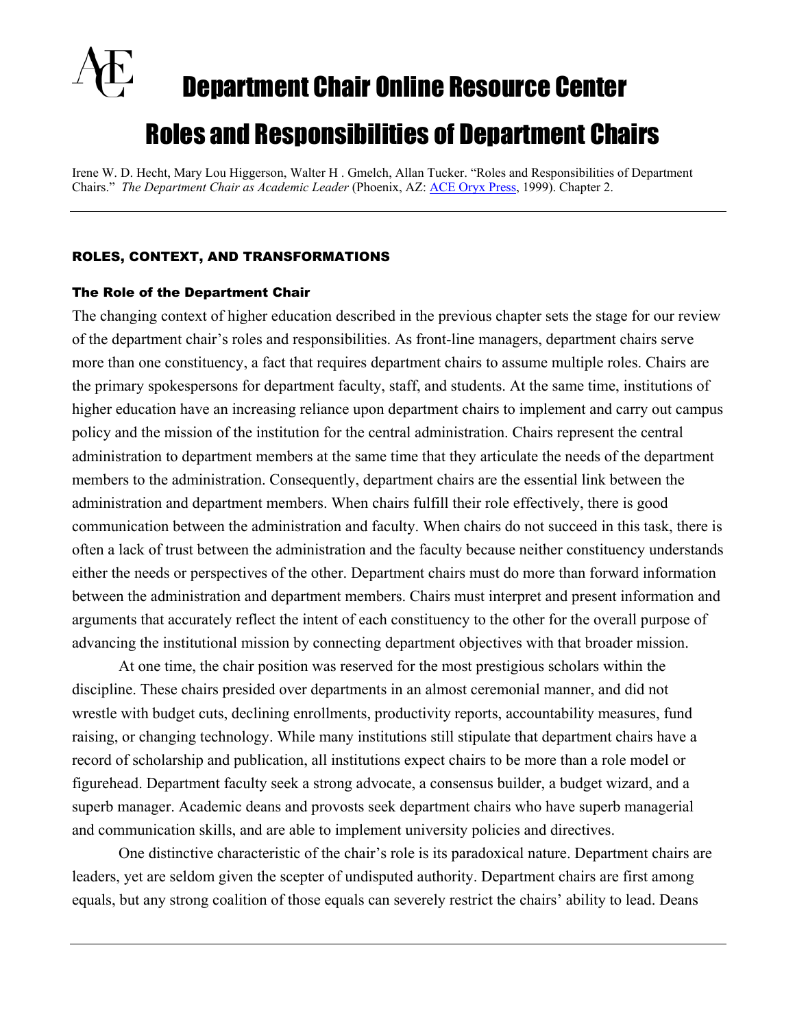# Department Chair Online Resource Center

# Roles and Responsibilities of Department Chairs

Irene W. D. Hecht, Mary Lou Higgerson, Walter H . Gmelch, Allan Tucker. "Roles and Responsibilities of Department Chairs." *The Department Chair as Academic Leader* (Phoenix, AZ: ACE Oryx Press, 1999). Chapter 2.

---

## ROLES, CONTEXT, AND TRANSFORMATIONS

### The Role of the Department Chair

The changing context of higher education described in the previous chapter sets the stage for our review of the department chair's roles and responsibilities. As front-line managers, department chairs serve more than one constituency, a fact that requires department chairs to assume multiple roles. Chairs are the primary spokespersons for department faculty, staff, and students. At the same time, institutions of higher education have an increasing reliance upon department chairs to implement and carry out campus policy and the mission of the institution for the central administration. Chairs represent the central administration to department members at the same time that they articulate the needs of the department members to the administration. Consequently, department chairs are the essential link between the administration and department members. When chairs fulfill their role effectively, there is good communication between the administration and faculty. When chairs do not succeed in this task, there is often a lack of trust between the administration and the faculty because neither constituency understands either the needs or perspectives of the other. Department chairs must do more than forward information between the administration and department members. Chairs must interpret and present information and arguments that accurately reflect the intent of each constituency to the other for the overall purpose of advancing the institutional mission by connecting department objectives with that broader mission.

At one time, the chair position was reserved for the most prestigious scholars within the discipline. These chairs presided over departments in an almost ceremonial manner, and did not wrestle with budget cuts, declining enrollments, productivity reports, accountability measures, fund raising, or changing technology. While many institutions still stipulate that department chairs have a record of scholarship and publication, all institutions expect chairs to be more than a role model or figurehead. Department faculty seek a strong advocate, a consensus builder, a budget wizard, and a superb manager. Academic deans and provosts seek department chairs who have superb managerial and communication skills, and are able to implement university policies and directives.

One distinctive characteristic of the chair's role is its paradoxical nature. Department chairs are leaders, yet are seldom given the scepter of undisputed authority. Department chairs are first among equals, but any strong coalition of those equals can severely restrict the chairs' ability to lead. Deans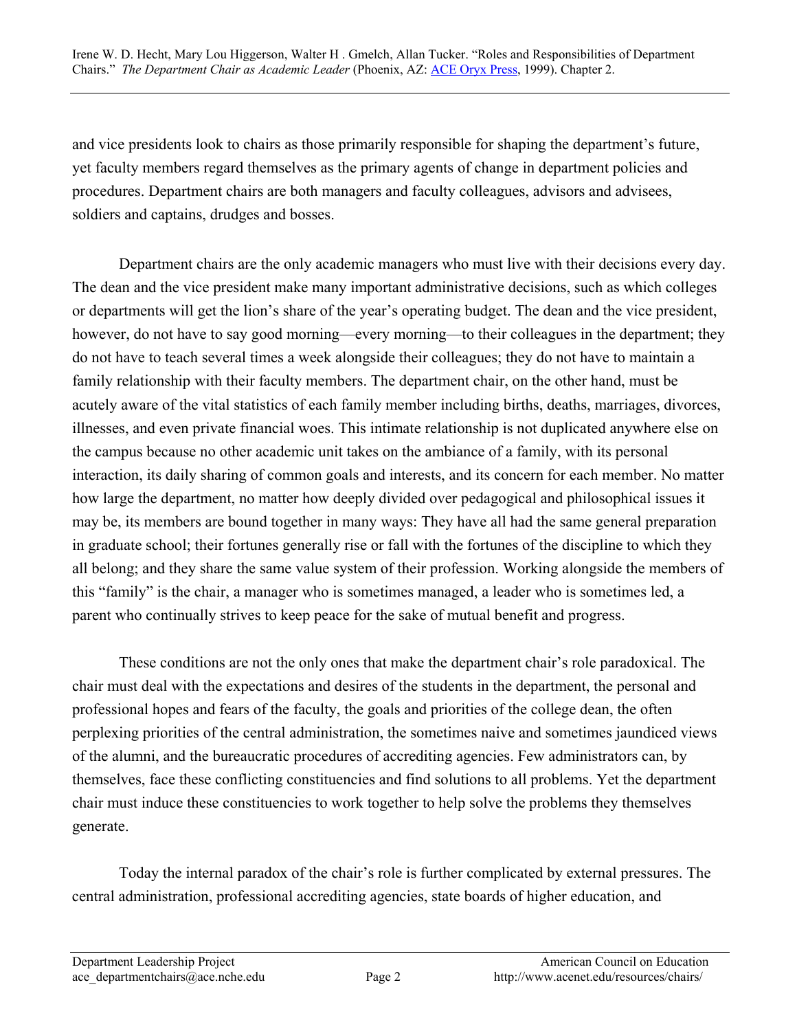and vice presidents look to chairs as those primarily responsible for shaping the department's future, yet faculty members regard themselves as the primary agents of change in department policies and procedures. Department chairs are both managers and faculty colleagues, advisors and advisees, soldiers and captains, drudges and bosses.

Department chairs are the only academic managers who must live with their decisions every day. The dean and the vice president make many important administrative decisions, such as which colleges or departments will get the lion's share of the year's operating budget. The dean and the vice president, however, do not have to say good morning—every morning—to their colleagues in the department; they do not have to teach several times a week alongside their colleagues; they do not have to maintain a family relationship with their faculty members. The department chair, on the other hand, must be acutely aware of the vital statistics of each family member including births, deaths, marriages, divorces, illnesses, and even private financial woes. This intimate relationship is not duplicated anywhere else on the campus because no other academic unit takes on the ambiance of a family, with its personal interaction, its daily sharing of common goals and interests, and its concern for each member. No matter how large the department, no matter how deeply divided over pedagogical and philosophical issues it may be, its members are bound together in many ways: They have all had the same general preparation in graduate school; their fortunes generally rise or fall with the fortunes of the discipline to which they all belong; and they share the same value system of their profession. Working alongside the members of this "family" is the chair, a manager who is sometimes managed, a leader who is sometimes led, a parent who continually strives to keep peace for the sake of mutual benefit and progress.

These conditions are not the only ones that make the department chair's role paradoxical. The chair must deal with the expectations and desires of the students in the department, the personal and professional hopes and fears of the faculty, the goals and priorities of the college dean, the often perplexing priorities of the central administration, the sometimes naive and sometimes jaundiced views of the alumni, and the bureaucratic procedures of accrediting agencies. Few administrators can, by themselves, face these conflicting constituencies and find solutions to all problems. Yet the department chair must induce these constituencies to work together to help solve the problems they themselves generate.

Today the internal paradox of the chair's role is further complicated by external pressures. The central administration, professional accrediting agencies, state boards of higher education, and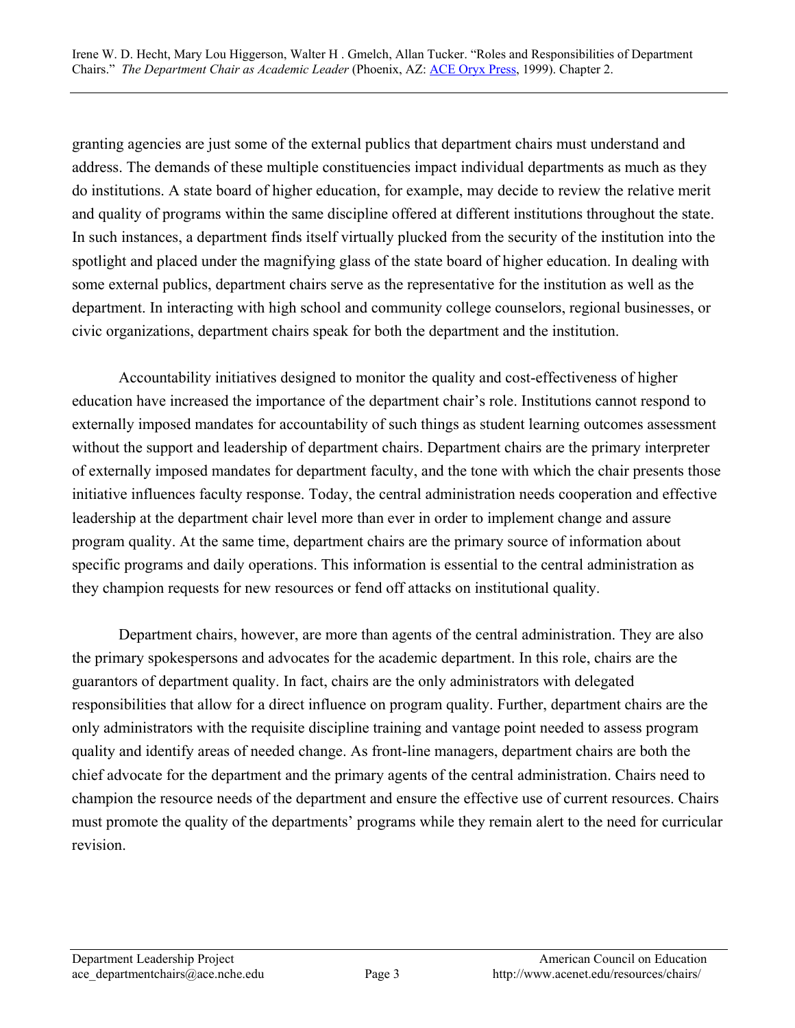granting agencies are just some of the external publics that department chairs must understand and address. The demands of these multiple constituencies impact individual departments as much as they do institutions. A state board of higher education, for example, may decide to review the relative merit and quality of programs within the same discipline offered at different institutions throughout the state. In such instances, a department finds itself virtually plucked from the security of the institution into the spotlight and placed under the magnifying glass of the state board of higher education. In dealing with some external publics, department chairs serve as the representative for the institution as well as the department. In interacting with high school and community college counselors, regional businesses, or civic organizations, department chairs speak for both the department and the institution.

Accountability initiatives designed to monitor the quality and cost-effectiveness of higher education have increased the importance of the department chair's role. Institutions cannot respond to externally imposed mandates for accountability of such things as student learning outcomes assessment without the support and leadership of department chairs. Department chairs are the primary interpreter of externally imposed mandates for department faculty, and the tone with which the chair presents those initiative influences faculty response. Today, the central administration needs cooperation and effective leadership at the department chair level more than ever in order to implement change and assure program quality. At the same time, department chairs are the primary source of information about specific programs and daily operations. This information is essential to the central administration as they champion requests for new resources or fend off attacks on institutional quality.

Department chairs, however, are more than agents of the central administration. They are also the primary spokespersons and advocates for the academic department. In this role, chairs are the guarantors of department quality. In fact, chairs are the only administrators with delegated responsibilities that allow for a direct influence on program quality. Further, department chairs are the only administrators with the requisite discipline training and vantage point needed to assess program quality and identify areas of needed change. As front-line managers, department chairs are both the chief advocate for the department and the primary agents of the central administration. Chairs need to champion the resource needs of the department and ensure the effective use of current resources. Chairs must promote the quality of the departments' programs while they remain alert to the need for curricular revision.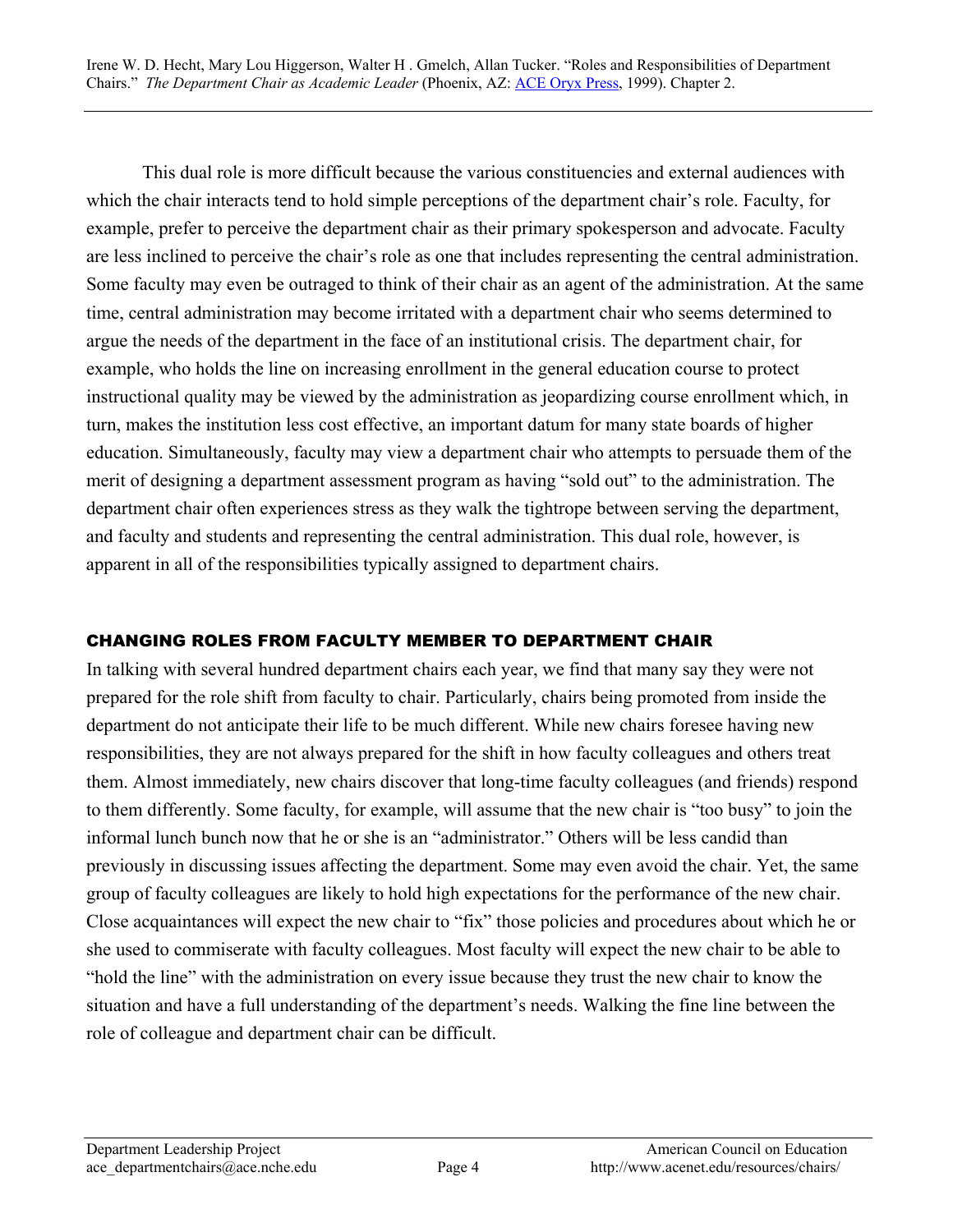This dual role is more difficult because the various constituencies and external audiences with which the chair interacts tend to hold simple perceptions of the department chair's role. Faculty, for example, prefer to perceive the department chair as their primary spokesperson and advocate. Faculty are less inclined to perceive the chair's role as one that includes representing the central administration. Some faculty may even be outraged to think of their chair as an agent of the administration. At the same time, central administration may become irritated with a department chair who seems determined to argue the needs of the department in the face of an institutional crisis. The department chair, for example, who holds the line on increasing enrollment in the general education course to protect instructional quality may be viewed by the administration as jeopardizing course enrollment which, in turn, makes the institution less cost effective, an important datum for many state boards of higher education. Simultaneously, faculty may view a department chair who attempts to persuade them of the merit of designing a department assessment program as having "sold out" to the administration. The department chair often experiences stress as they walk the tightrope between serving the department, and faculty and students and representing the central administration. This dual role, however, is apparent in all of the responsibilities typically assigned to department chairs.

## CHANGING ROLES FROM FACULTY MEMBER TO DEPARTMENT CHAIR

In talking with several hundred department chairs each year, we find that many say they were not prepared for the role shift from faculty to chair. Particularly, chairs being promoted from inside the department do not anticipate their life to be much different. While new chairs foresee having new responsibilities, they are not always prepared for the shift in how faculty colleagues and others treat them. Almost immediately, new chairs discover that long-time faculty colleagues (and friends) respond to them differently. Some faculty, for example, will assume that the new chair is "too busy" to join the informal lunch bunch now that he or she is an "administrator." Others will be less candid than previously in discussing issues affecting the department. Some may even avoid the chair. Yet, the same group of faculty colleagues are likely to hold high expectations for the performance of the new chair. Close acquaintances will expect the new chair to "fix" those policies and procedures about which he or she used to commiserate with faculty colleagues. Most faculty will expect the new chair to be able to "hold the line" with the administration on every issue because they trust the new chair to know the situation and have a full understanding of the department's needs. Walking the fine line between the role of colleague and department chair can be difficult.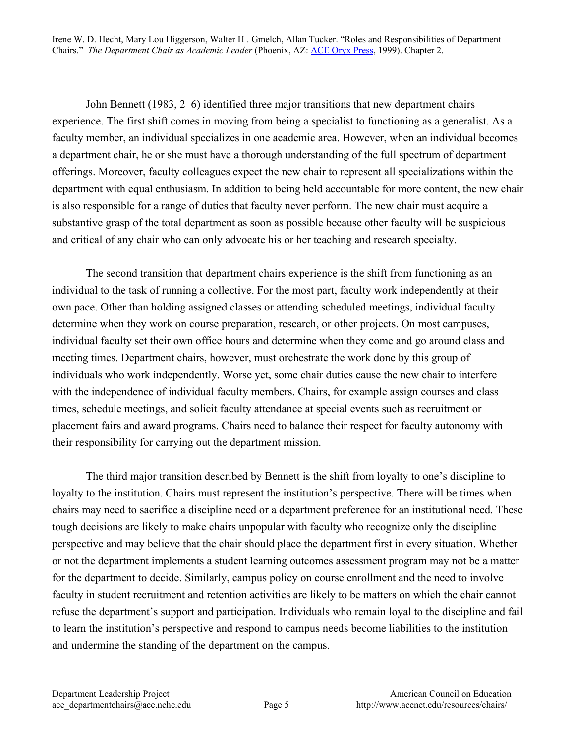John Bennett (1983, 2–6) identified three major transitions that new department chairs experience. The first shift comes in moving from being a specialist to functioning as a generalist. As a faculty member, an individual specializes in one academic area. However, when an individual becomes a department chair, he or she must have a thorough understanding of the full spectrum of department offerings. Moreover, faculty colleagues expect the new chair to represent all specializations within the department with equal enthusiasm. In addition to being held accountable for more content, the new chair is also responsible for a range of duties that faculty never perform. The new chair must acquire a substantive grasp of the total department as soon as possible because other faculty will be suspicious and critical of any chair who can only advocate his or her teaching and research specialty.

The second transition that department chairs experience is the shift from functioning as an individual to the task of running a collective. For the most part, faculty work independently at their own pace. Other than holding assigned classes or attending scheduled meetings, individual faculty determine when they work on course preparation, research, or other projects. On most campuses, individual faculty set their own office hours and determine when they come and go around class and meeting times. Department chairs, however, must orchestrate the work done by this group of individuals who work independently. Worse yet, some chair duties cause the new chair to interfere with the independence of individual faculty members. Chairs, for example assign courses and class times, schedule meetings, and solicit faculty attendance at special events such as recruitment or placement fairs and award programs. Chairs need to balance their respect for faculty autonomy with their responsibility for carrying out the department mission.

The third major transition described by Bennett is the shift from loyalty to one's discipline to loyalty to the institution. Chairs must represent the institution's perspective. There will be times when chairs may need to sacrifice a discipline need or a department preference for an institutional need. These tough decisions are likely to make chairs unpopular with faculty who recognize only the discipline perspective and may believe that the chair should place the department first in every situation. Whether or not the department implements a student learning outcomes assessment program may not be a matter for the department to decide. Similarly, campus policy on course enrollment and the need to involve faculty in student recruitment and retention activities are likely to be matters on which the chair cannot refuse the department's support and participation. Individuals who remain loyal to the discipline and fail to learn the institution's perspective and respond to campus needs become liabilities to the institution and undermine the standing of the department on the campus.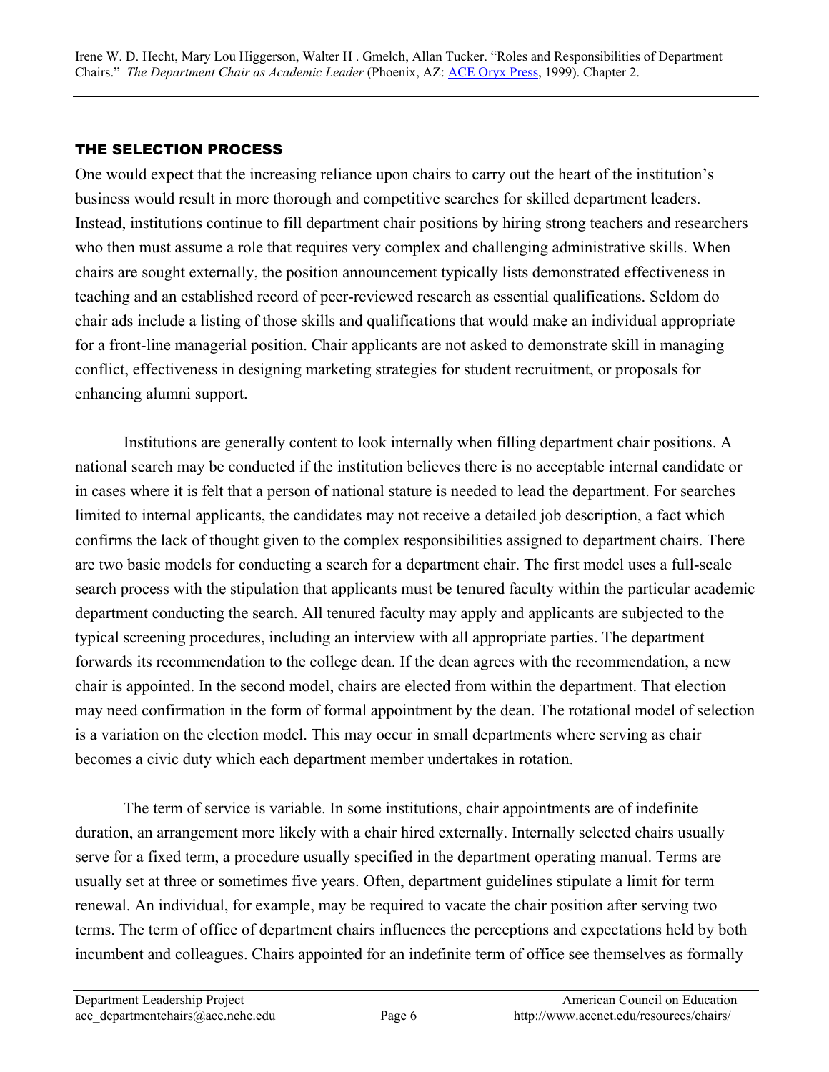## THE SELECTION PROCESS

One would expect that the increasing reliance upon chairs to carry out the heart of the institution's business would result in more thorough and competitive searches for skilled department leaders. Instead, institutions continue to fill department chair positions by hiring strong teachers and researchers who then must assume a role that requires very complex and challenging administrative skills. When chairs are sought externally, the position announcement typically lists demonstrated effectiveness in teaching and an established record of peer-reviewed research as essential qualifications. Seldom do chair ads include a listing of those skills and qualifications that would make an individual appropriate for a front-line managerial position. Chair applicants are not asked to demonstrate skill in managing conflict, effectiveness in designing marketing strategies for student recruitment, or proposals for enhancing alumni support.

Institutions are generally content to look internally when filling department chair positions. A national search may be conducted if the institution believes there is no acceptable internal candidate or in cases where it is felt that a person of national stature is needed to lead the department. For searches limited to internal applicants, the candidates may not receive a detailed job description, a fact which confirms the lack of thought given to the complex responsibilities assigned to department chairs. There are two basic models for conducting a search for a department chair. The first model uses a full-scale search process with the stipulation that applicants must be tenured faculty within the particular academic department conducting the search. All tenured faculty may apply and applicants are subjected to the typical screening procedures, including an interview with all appropriate parties. The department forwards its recommendation to the college dean. If the dean agrees with the recommendation, a new chair is appointed. In the second model, chairs are elected from within the department. That election may need confirmation in the form of formal appointment by the dean. The rotational model of selection is a variation on the election model. This may occur in small departments where serving as chair becomes a civic duty which each department member undertakes in rotation.

The term of service is variable. In some institutions, chair appointments are of indefinite duration, an arrangement more likely with a chair hired externally. Internally selected chairs usually serve for a fixed term, a procedure usually specified in the department operating manual. Terms are usually set at three or sometimes five years. Often, department guidelines stipulate a limit for term renewal. An individual, for example, may be required to vacate the chair position after serving two terms. The term of office of department chairs influences the perceptions and expectations held by both incumbent and colleagues. Chairs appointed for an indefinite term of office see themselves as formally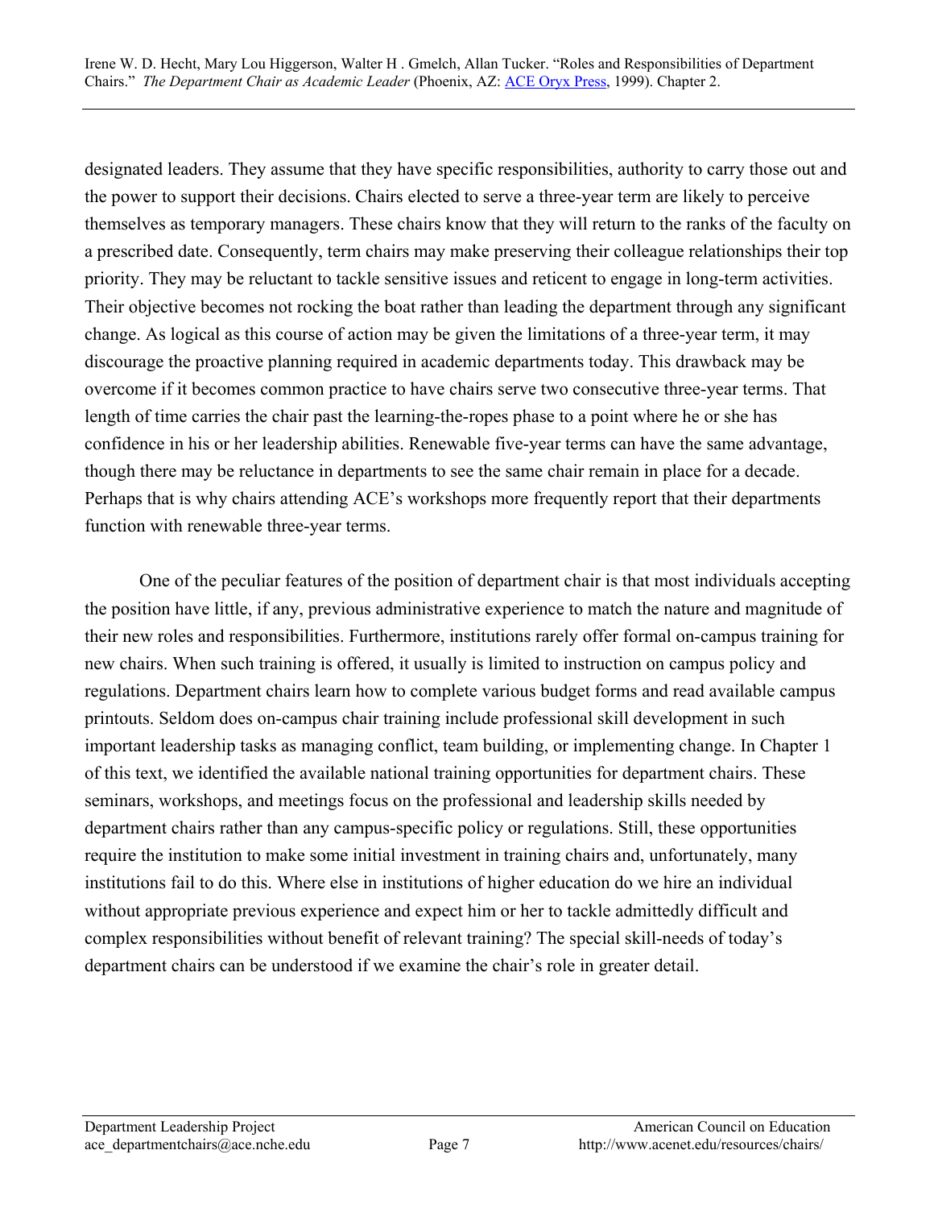designated leaders. They assume that they have specific responsibilities, authority to carry those out and the power to support their decisions. Chairs elected to serve a three-year term are likely to perceive themselves as temporary managers. These chairs know that they will return to the ranks of the faculty on a prescribed date. Consequently, term chairs may make preserving their colleague relationships their top priority. They may be reluctant to tackle sensitive issues and reticent to engage in long-term activities. Their objective becomes not rocking the boat rather than leading the department through any significant change. As logical as this course of action may be given the limitations of a three-year term, it may discourage the proactive planning required in academic departments today. This drawback may be overcome if it becomes common practice to have chairs serve two consecutive three-year terms. That length of time carries the chair past the learning-the-ropes phase to a point where he or she has confidence in his or her leadership abilities. Renewable five-year terms can have the same advantage, though there may be reluctance in departments to see the same chair remain in place for a decade. Perhaps that is why chairs attending ACE's workshops more frequently report that their departments function with renewable three-year terms.

One of the peculiar features of the position of department chair is that most individuals accepting the position have little, if any, previous administrative experience to match the nature and magnitude of their new roles and responsibilities. Furthermore, institutions rarely offer formal on-campus training for new chairs. When such training is offered, it usually is limited to instruction on campus policy and regulations. Department chairs learn how to complete various budget forms and read available campus printouts. Seldom does on-campus chair training include professional skill development in such important leadership tasks as managing conflict, team building, or implementing change. In Chapter 1 of this text, we identified the available national training opportunities for department chairs. These seminars, workshops, and meetings focus on the professional and leadership skills needed by department chairs rather than any campus-specific policy or regulations. Still, these opportunities require the institution to make some initial investment in training chairs and, unfortunately, many institutions fail to do this. Where else in institutions of higher education do we hire an individual without appropriate previous experience and expect him or her to tackle admittedly difficult and complex responsibilities without benefit of relevant training? The special skill-needs of today's department chairs can be understood if we examine the chair's role in greater detail.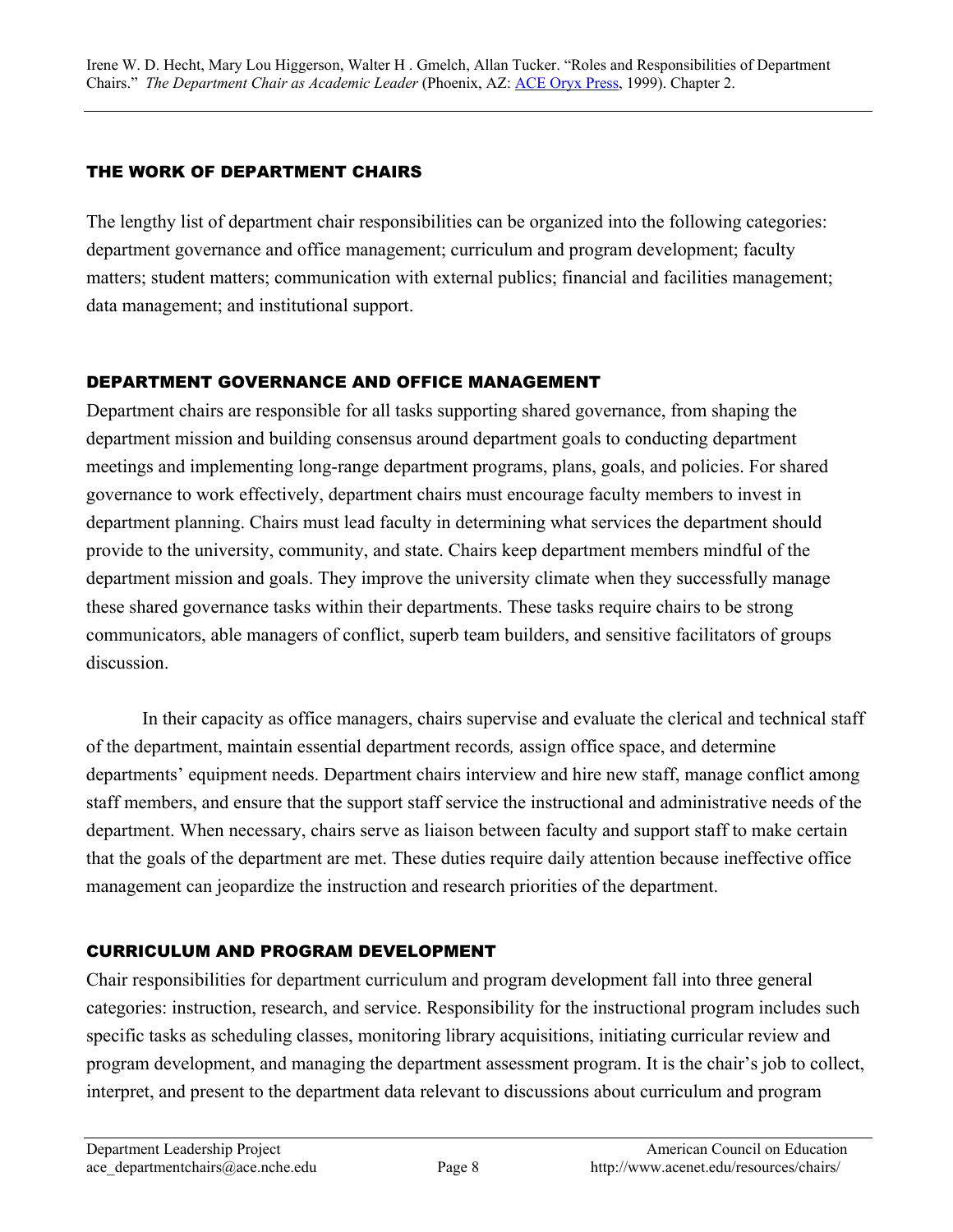Irene W. D. Hecht, Mary Lou Higgerson, Walter H . Gmelch, Allan Tucker. "Roles and Responsibilities of Department Chairs." *The Department Chair as Academic Leader* (Phoenix, AZ: ACE Oryx Press, 1999). Chapter 2.

## THE WORK OF DEPARTMENT CHAIRS

The lengthy list of department chair responsibilities can be organized into the following categories: department governance and office management; curriculum and program development; faculty matters; student matters; communication with external publics; financial and facilities management; data management; and institutional support.

## DEPARTMENT GOVERNANCE AND OFFICE MANAGEMENT

Department chairs are responsible for all tasks supporting shared governance, from shaping the department mission and building consensus around department goals to conducting department meetings and implementing long-range department programs, plans, goals, and policies. For shared governance to work effectively, department chairs must encourage faculty members to invest in department planning. Chairs must lead faculty in determining what services the department should provide to the university, community, and state. Chairs keep department members mindful of the department mission and goals. They improve the university climate when they successfully manage these shared governance tasks within their departments. These tasks require chairs to be strong communicators, able managers of conflict, superb team builders, and sensitive facilitators of groups discussion.

In their capacity as office managers, chairs supervise and evaluate the clerical and technical staff of the department, maintain essential department records, assign office space, and determine departments' equipment needs. Department chairs interview and hire new staff, manage conflict among staff members, and ensure that the support staff service the instructional and administrative needs of the department. When necessary, chairs serve as liaison between faculty and support staff to make certain that the goals of the department are met. These duties require daily attention because ineffective office management can jeopardize the instruction and research priorities of the department.

## CURRICULUM AND PROGRAM DEVELOPMENT

Chair responsibilities for department curriculum and program development fall into three general categories: instruction, research, and service. Responsibility for the instructional program includes such specific tasks as scheduling classes, monitoring library acquisitions, initiating curricular review and program development, and managing the department assessment program. It is the chair's job to collect, interpret, and present to the department data relevant to discussions about curriculum and program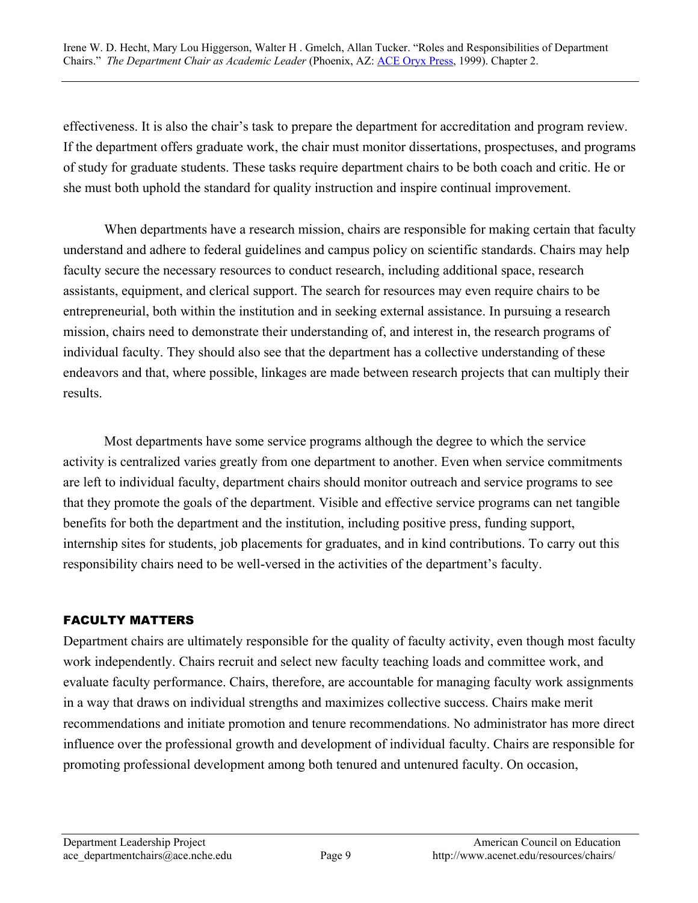effectiveness. It is also the chair's task to prepare the department for accreditation and program review. If the department offers graduate work, the chair must monitor dissertations, prospectuses, and programs of study for graduate students. These tasks require department chairs to be both coach and critic. He or she must both uphold the standard for quality instruction and inspire continual improvement.

When departments have a research mission, chairs are responsible for making certain that faculty understand and adhere to federal guidelines and campus policy on scientific standards. Chairs may help faculty secure the necessary resources to conduct research, including additional space, research assistants, equipment, and clerical support. The search for resources may even require chairs to be entrepreneurial, both within the institution and in seeking external assistance. In pursuing a research mission, chairs need to demonstrate their understanding of, and interest in, the research programs of individual faculty. They should also see that the department has a collective understanding of these endeavors and that, where possible, linkages are made between research projects that can multiply their results.

Most departments have some service programs although the degree to which the service activity is centralized varies greatly from one department to another. Even when service commitments are left to individual faculty, department chairs should monitor outreach and service programs to see that they promote the goals of the department. Visible and effective service programs can net tangible benefits for both the department and the institution, including positive press, funding support, internship sites for students, job placements for graduates, and in kind contributions. To carry out this responsibility chairs need to be well-versed in the activities of the department's faculty.

## FACULTY MATTERS

Department chairs are ultimately responsible for the quality of faculty activity, even though most faculty work independently. Chairs recruit and select new faculty teaching loads and committee work, and evaluate faculty performance. Chairs, therefore, are accountable for managing faculty work assignments in a way that draws on individual strengths and maximizes collective success. Chairs make merit recommendations and initiate promotion and tenure recommendations. No administrator has more direct influence over the professional growth and development of individual faculty. Chairs are responsible for promoting professional development among both tenured and untenured faculty. On occasion,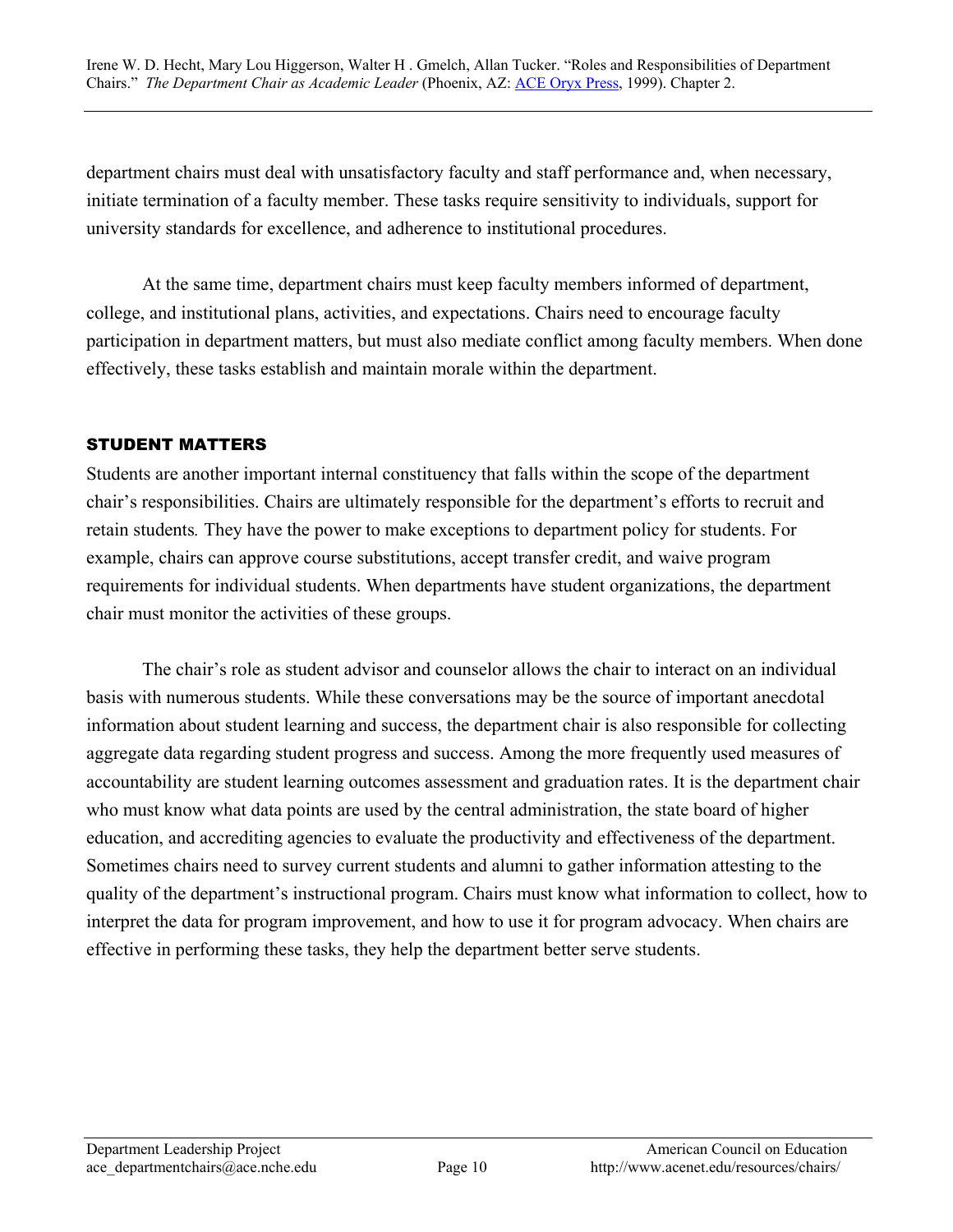department chairs must deal with unsatisfactory faculty and staff performance and, when necessary, initiate termination of a faculty member. These tasks require sensitivity to individuals, support for university standards for excellence, and adherence to institutional procedures.

At the same time, department chairs must keep faculty members informed of department, college, and institutional plans, activities, and expectations. Chairs need to encourage faculty participation in department matters, but must also mediate conflict among faculty members. When done effectively, these tasks establish and maintain morale within the department.

## STUDENT MATTERS

Students are another important internal constituency that falls within the scope of the department chair's responsibilities. Chairs are ultimately responsible for the department's efforts to recruit and retain students*.* They have the power to make exceptions to department policy for students. For example, chairs can approve course substitutions, accept transfer credit, and waive program requirements for individual students. When departments have student organizations, the department chair must monitor the activities of these groups.

The chair's role as student advisor and counselor allows the chair to interact on an individual basis with numerous students. While these conversations may be the source of important anecdotal information about student learning and success, the department chair is also responsible for collecting aggregate data regarding student progress and success. Among the more frequently used measures of accountability are student learning outcomes assessment and graduation rates. It is the department chair who must know what data points are used by the central administration, the state board of higher education, and accrediting agencies to evaluate the productivity and effectiveness of the department. Sometimes chairs need to survey current students and alumni to gather information attesting to the quality of the department's instructional program. Chairs must know what information to collect, how to interpret the data for program improvement, and how to use it for program advocacy. When chairs are effective in performing these tasks, they help the department better serve students.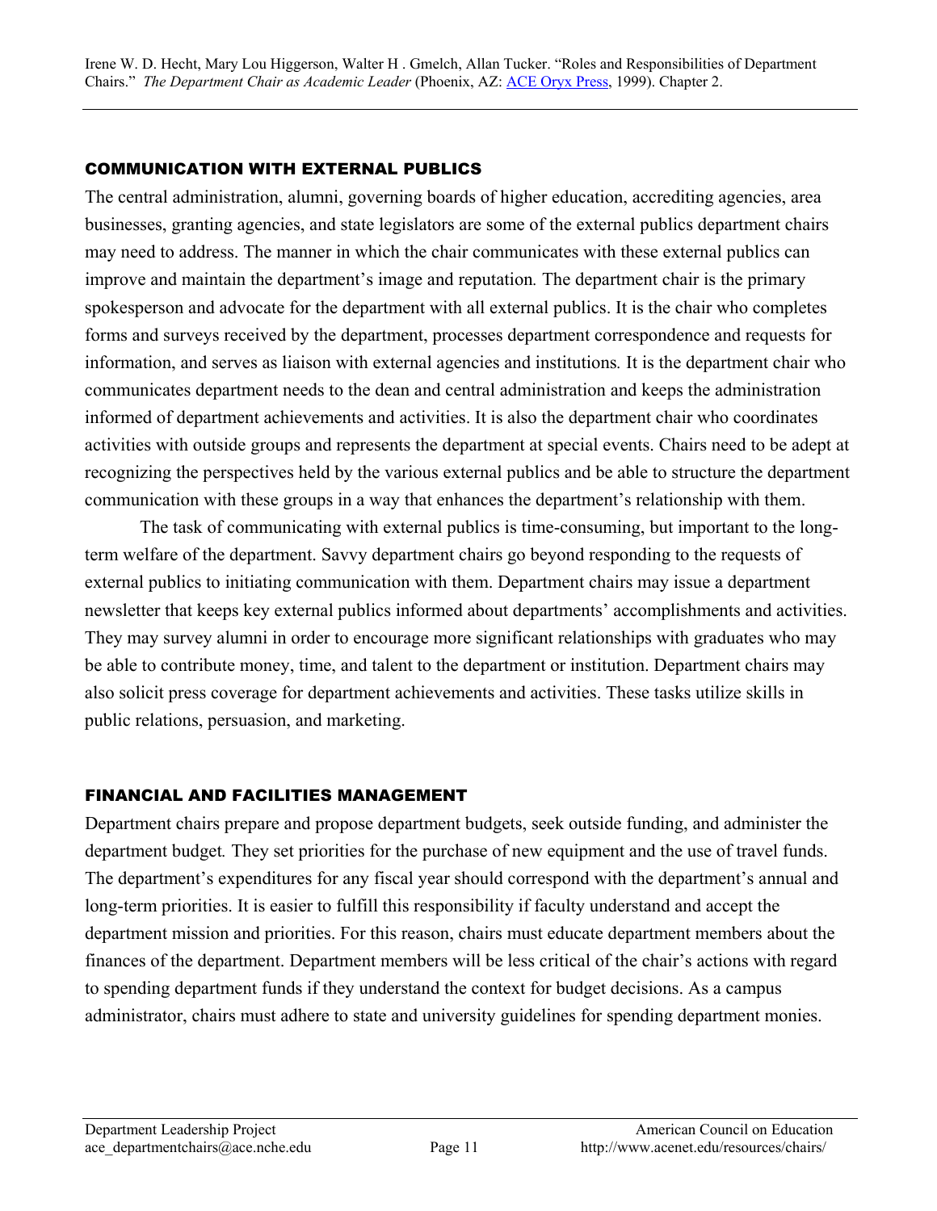## COMMUNICATION WITH EXTERNAL PUBLICS

The central administration, alumni, governing boards of higher education, accrediting agencies, area businesses, granting agencies, and state legislators are some of the external publics department chairs may need to address. The manner in which the chair communicates with these external publics can improve and maintain the department's image and reputation. The department chair is the primary spokesperson and advocate for the department with all external publics. It is the chair who completes forms and surveys received by the department, processes department correspondence and requests for information, and serves as liaison with external agencies and institutions. It is the department chair who communicates department needs to the dean and central administration and keeps the administration informed of department achievements and activities. It is also the department chair who coordinates activities with outside groups and represents the department at special events. Chairs need to be adept at recognizing the perspectives held by the various external publics and be able to structure the department communication with these groups in a way that enhances the department's relationship with them.

The task of communicating with external publics is time-consuming, but important to the long-term welfare of the department. Savvy department chairs go beyond responding to the requests of external publics to initiating communication with them. Department chairs may issue a department newsletter that keeps key external publics informed about departments' accomplishments and activities. They may survey alumni in order to encourage more significant relationships with graduates who may be able to contribute money, time, and talent to the department or institution. Department chairs may also solicit press coverage for department achievements and activities. These tasks utilize skills in public relations, persuasion, and marketing.

## FINANCIAL AND FACILITIES MANAGEMENT

Department chairs prepare and propose department budgets, seek outside funding, and administer the department budget. They set priorities for the purchase of new equipment and the use of travel funds. The department's expenditures for any fiscal year should correspond with the department's annual and long-term priorities. It is easier to fulfill this responsibility if faculty understand and accept the department mission and priorities. For this reason, chairs must educate department members about the finances of the department. Department members will be less critical of the chair's actions with regard to spending department funds if they understand the context for budget decisions. As a campus administrator, chairs must adhere to state and university guidelines for spending department monies.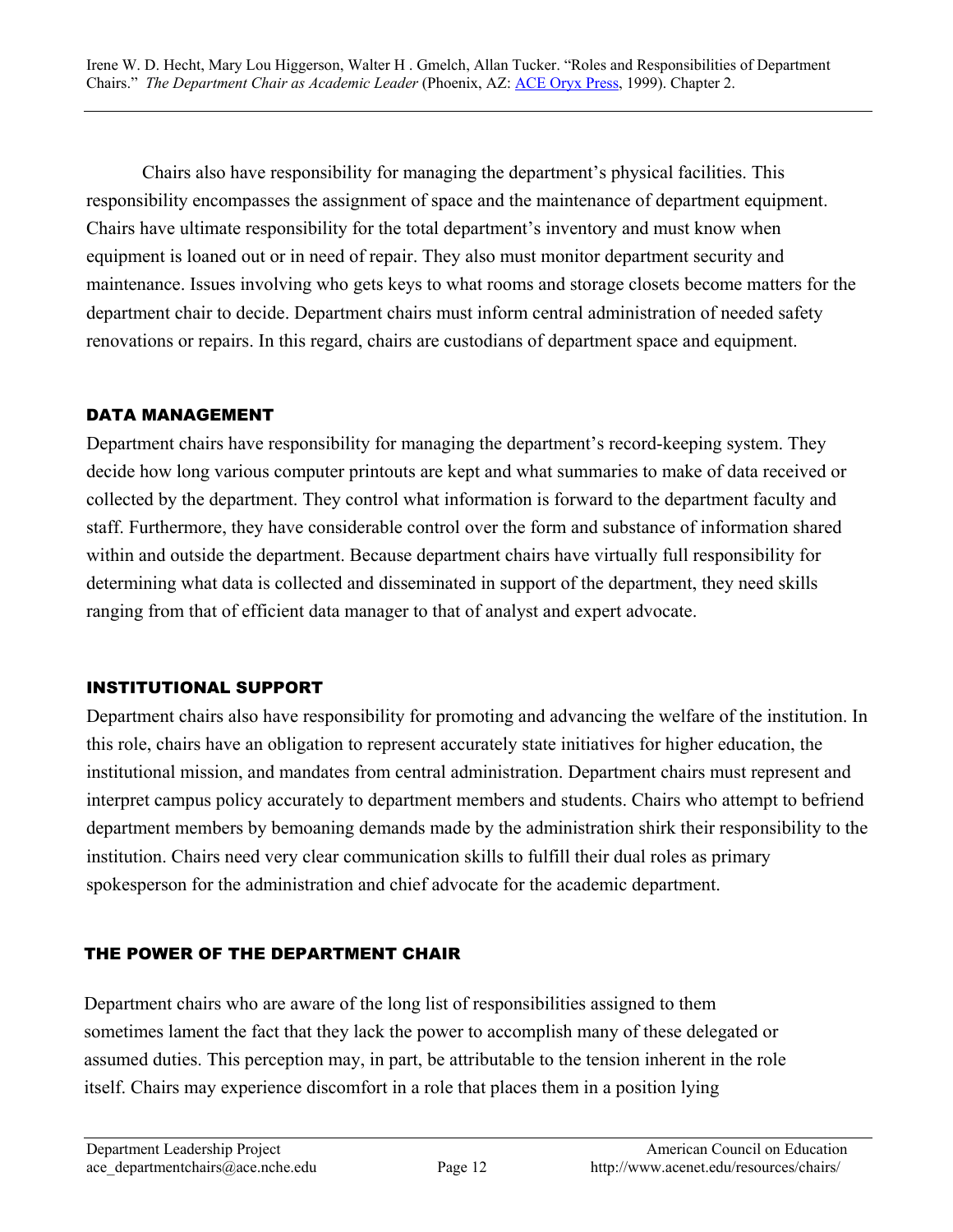Chairs also have responsibility for managing the department's physical facilities. This responsibility encompasses the assignment of space and the maintenance of department equipment. Chairs have ultimate responsibility for the total department's inventory and must know when equipment is loaned out or in need of repair. They also must monitor department security and maintenance. Issues involving who gets keys to what rooms and storage closets become matters for the department chair to decide. Department chairs must inform central administration of needed safety renovations or repairs. In this regard, chairs are custodians of department space and equipment.

### DATA MANAGEMENT

Department chairs have responsibility for managing the department's record-keeping system. They decide how long various computer printouts are kept and what summaries to make of data received or collected by the department. They control what information is forward to the department faculty and staff. Furthermore, they have considerable control over the form and substance of information shared within and outside the department. Because department chairs have virtually full responsibility for determining what data is collected and disseminated in support of the department, they need skills ranging from that of efficient data manager to that of analyst and expert advocate.

### INSTITUTIONAL SUPPORT

Department chairs also have responsibility for promoting and advancing the welfare of the institution. In this role, chairs have an obligation to represent accurately state initiatives for higher education, the institutional mission, and mandates from central administration. Department chairs must represent and interpret campus policy accurately to department members and students. Chairs who attempt to befriend department members by bemoaning demands made by the administration shirk their responsibility to the institution. Chairs need very clear communication skills to fulfill their dual roles as primary spokesperson for the administration and chief advocate for the academic department.

## THE POWER OF THE DEPARTMENT CHAIR

Department chairs who are aware of the long list of responsibilities assigned to them sometimes lament the fact that they lack the power to accomplish many of these delegated or assumed duties. This perception may, in part, be attributable to the tension inherent in the role itself. Chairs may experience discomfort in a role that places them in a position lying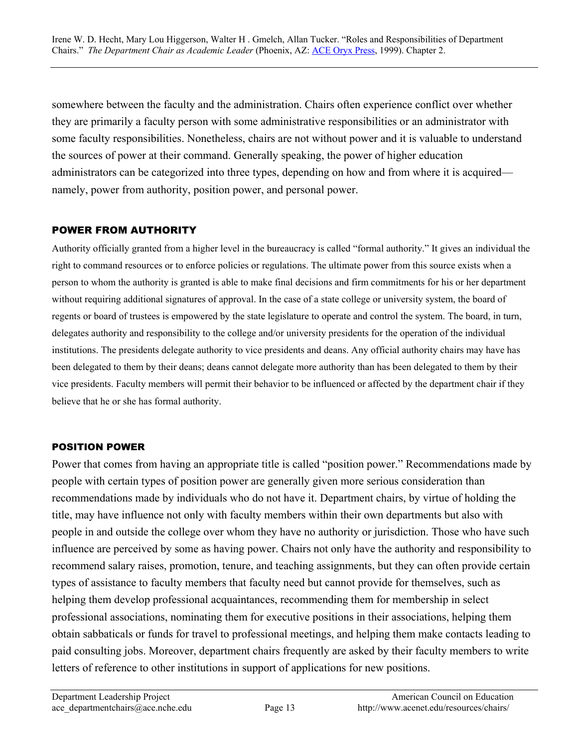somewhere between the faculty and the administration. Chairs often experience conflict over whether they are primarily a faculty person with some administrative responsibilities or an administrator with some faculty responsibilities. Nonetheless, chairs are not without power and it is valuable to understand the sources of power at their command. Generally speaking, the power of higher education administrators can be categorized into three types, depending on how and from where it is acquired—namely, power from authority, position power, and personal power.

## POWER FROM AUTHORITY

Authority officially granted from a higher level in the bureaucracy is called "formal authority." It gives an individual the right to command resources or to enforce policies or regulations. The ultimate power from this source exists when a person to whom the authority is granted is able to make final decisions and firm commitments for his or her department without requiring additional signatures of approval. In the case of a state college or university system, the board of regents or board of trustees is empowered by the state legislature to operate and control the system. The board, in turn, delegates authority and responsibility to the college and/or university presidents for the operation of the individual institutions. The presidents delegate authority to vice presidents and deans. Any official authority chairs may have has been delegated to them by their deans; deans cannot delegate more authority than has been delegated to them by their vice presidents. Faculty members will permit their behavior to be influenced or affected by the department chair if they believe that he or she has formal authority.

## POSITION POWER

Power that comes from having an appropriate title is called "position power." Recommendations made by people with certain types of position power are generally given more serious consideration than recommendations made by individuals who do not have it. Department chairs, by virtue of holding the title, may have influence not only with faculty members within their own departments but also with people in and outside the college over whom they have no authority or jurisdiction. Those who have such influence are perceived by some as having power. Chairs not only have the authority and responsibility to recommend salary raises, promotion, tenure, and teaching assignments, but they can often provide certain types of assistance to faculty members that faculty need but cannot provide for themselves, such as helping them develop professional acquaintances, recommending them for membership in select professional associations, nominating them for executive positions in their associations, helping them obtain sabbaticals or funds for travel to professional meetings, and helping them make contacts leading to paid consulting jobs. Moreover, department chairs frequently are asked by their faculty members to write letters of reference to other institutions in support of applications for new positions.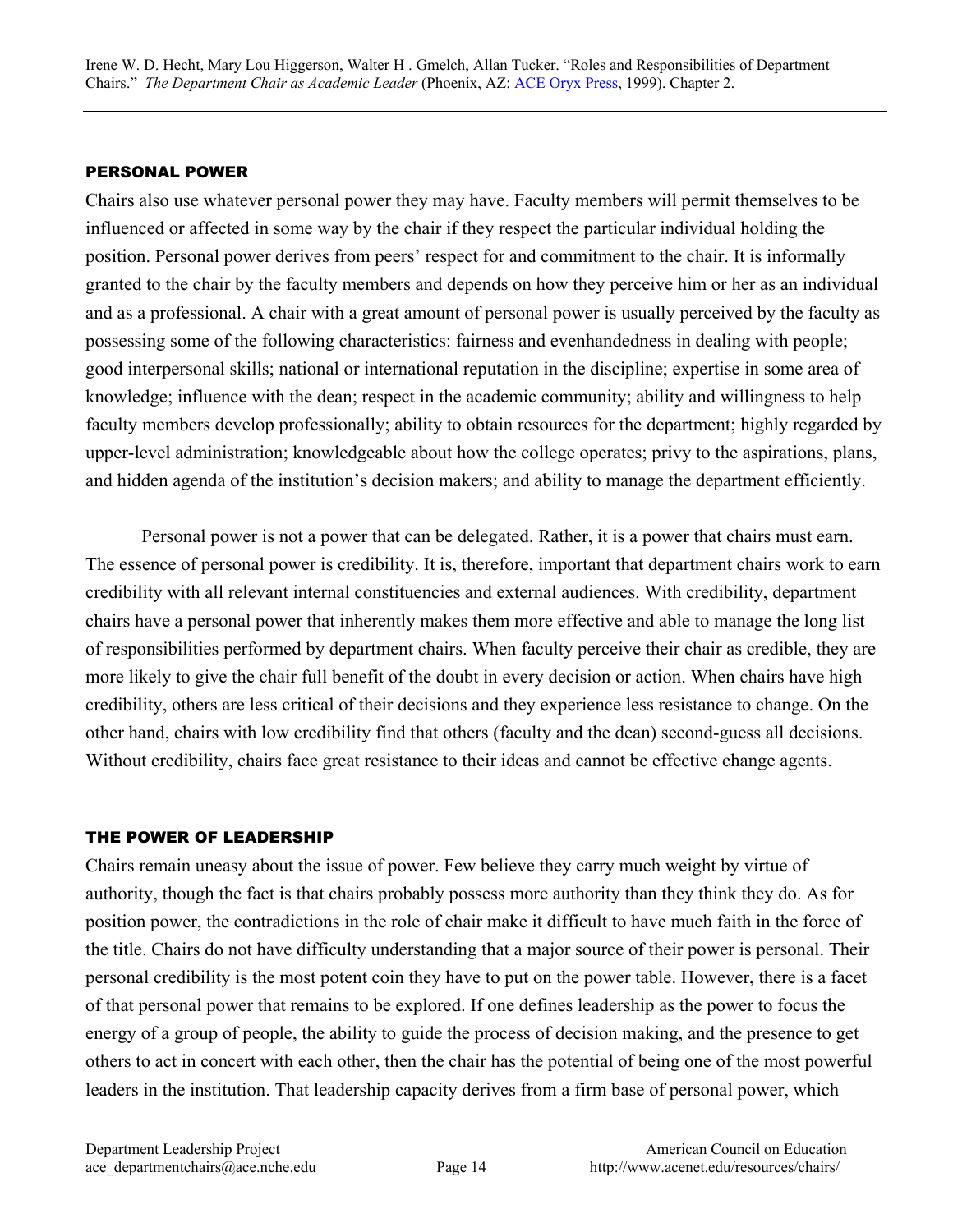## PERSONAL POWER

Chairs also use whatever personal power they may have. Faculty members will permit themselves to be influenced or affected in some way by the chair if they respect the particular individual holding the position. Personal power derives from peers' respect for and commitment to the chair. It is informally granted to the chair by the faculty members and depends on how they perceive him or her as an individual and as a professional. A chair with a great amount of personal power is usually perceived by the faculty as possessing some of the following characteristics: fairness and evenhandedness in dealing with people; good interpersonal skills; national or international reputation in the discipline; expertise in some area of knowledge; influence with the dean; respect in the academic community; ability and willingness to help faculty members develop professionally; ability to obtain resources for the department; highly regarded by upper-level administration; knowledgeable about how the college operates; privy to the aspirations, plans, and hidden agenda of the institution's decision makers; and ability to manage the department efficiently.

Personal power is not a power that can be delegated. Rather, it is a power that chairs must earn. The essence of personal power is credibility. It is, therefore, important that department chairs work to earn credibility with all relevant internal constituencies and external audiences. With credibility, department chairs have a personal power that inherently makes them more effective and able to manage the long list of responsibilities performed by department chairs. When faculty perceive their chair as credible, they are more likely to give the chair full benefit of the doubt in every decision or action. When chairs have high credibility, others are less critical of their decisions and they experience less resistance to change. On the other hand, chairs with low credibility find that others (faculty and the dean) second-guess all decisions. Without credibility, chairs face great resistance to their ideas and cannot be effective change agents.

## THE POWER OF LEADERSHIP

Chairs remain uneasy about the issue of power. Few believe they carry much weight by virtue of authority, though the fact is that chairs probably possess more authority than they think they do. As for position power, the contradictions in the role of chair make it difficult to have much faith in the force of the title. Chairs do not have difficulty understanding that a major source of their power is personal. Their personal credibility is the most potent coin they have to put on the power table. However, there is a facet of that personal power that remains to be explored. If one defines leadership as the power to focus the energy of a group of people, the ability to guide the process of decision making, and the presence to get others to act in concert with each other, then the chair has the potential of being one of the most powerful leaders in the institution. That leadership capacity derives from a firm base of personal power, which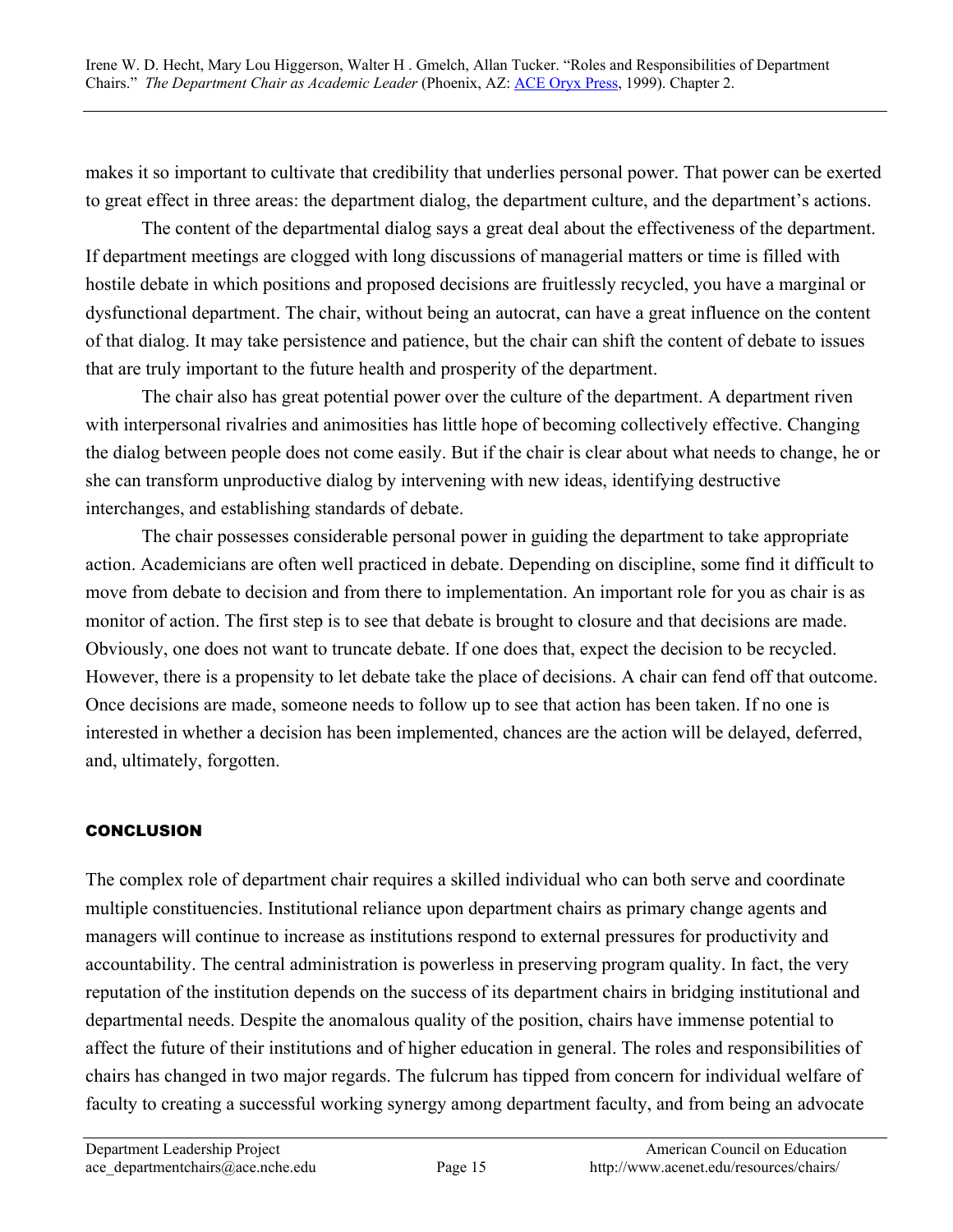makes it so important to cultivate that credibility that underlies personal power. That power can be exerted to great effect in three areas: the department dialog, the department culture, and the department's actions.

The content of the departmental dialog says a great deal about the effectiveness of the department. If department meetings are clogged with long discussions of managerial matters or time is filled with hostile debate in which positions and proposed decisions are fruitlessly recycled, you have a marginal or dysfunctional department. The chair, without being an autocrat, can have a great influence on the content of that dialog. It may take persistence and patience, but the chair can shift the content of debate to issues that are truly important to the future health and prosperity of the department.

The chair also has great potential power over the culture of the department. A department riven with interpersonal rivalries and animosities has little hope of becoming collectively effective. Changing the dialog between people does not come easily. But if the chair is clear about what needs to change, he or she can transform unproductive dialog by intervening with new ideas, identifying destructive interchanges, and establishing standards of debate.

The chair possesses considerable personal power in guiding the department to take appropriate action. Academicians are often well practiced in debate. Depending on discipline, some find it difficult to move from debate to decision and from there to implementation. An important role for you as chair is as monitor of action. The first step is to see that debate is brought to closure and that decisions are made. Obviously, one does not want to truncate debate. If one does that, expect the decision to be recycled. However, there is a propensity to let debate take the place of decisions. A chair can fend off that outcome. Once decisions are made, someone needs to follow up to see that action has been taken. If no one is interested in whether a decision has been implemented, chances are the action will be delayed, deferred, and, ultimately, forgotten.

## CONCLUSION

The complex role of department chair requires a skilled individual who can both serve and coordinate multiple constituencies. Institutional reliance upon department chairs as primary change agents and managers will continue to increase as institutions respond to external pressures for productivity and accountability. The central administration is powerless in preserving program quality. In fact, the very reputation of the institution depends on the success of its department chairs in bridging institutional and departmental needs. Despite the anomalous quality of the position, chairs have immense potential to affect the future of their institutions and of higher education in general. The roles and responsibilities of chairs has changed in two major regards. The fulcrum has tipped from concern for individual welfare of faculty to creating a successful working synergy among department faculty, and from being an advocate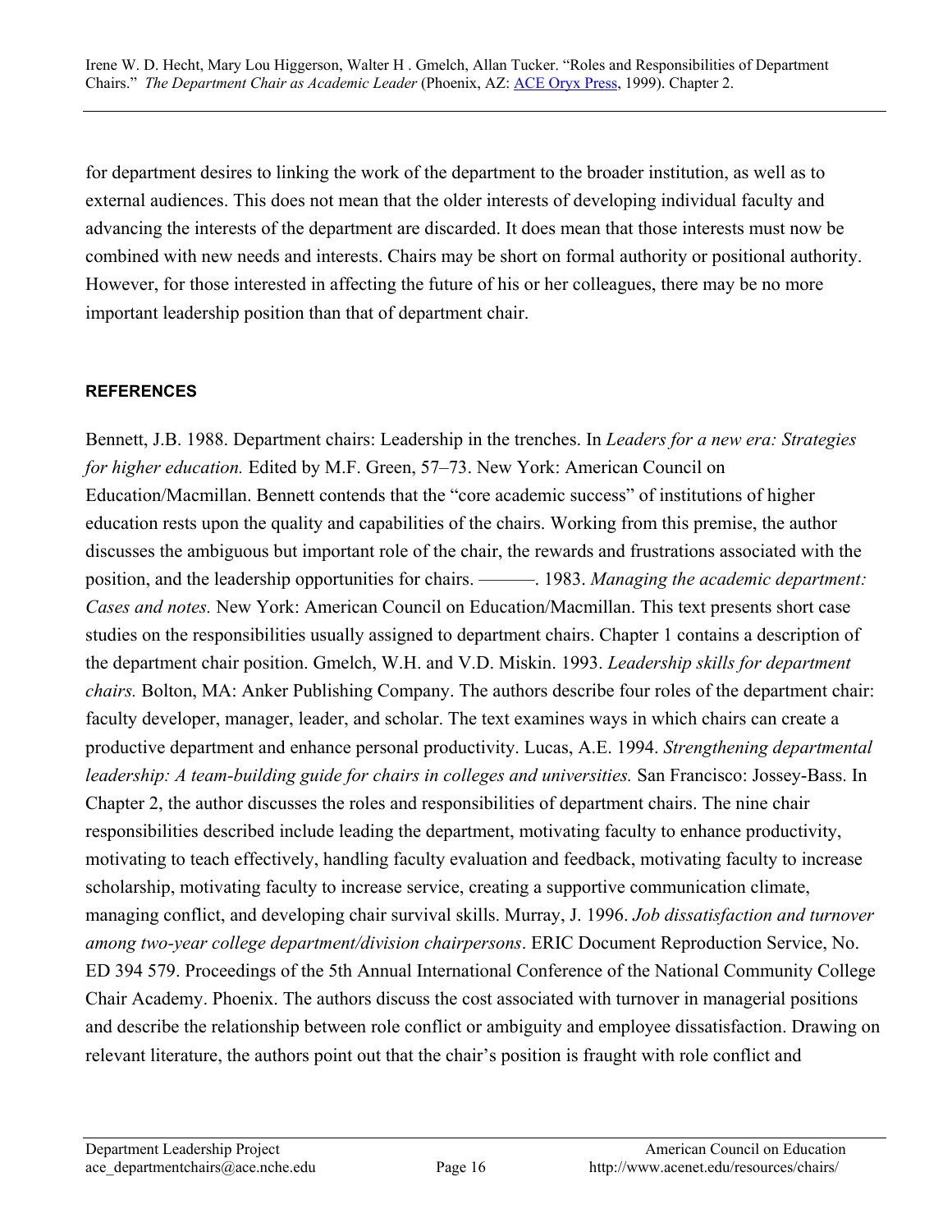for department desires to linking the work of the department to the broader institution, as well as to external audiences. This does not mean that the older interests of developing individual faculty and advancing the interests of the department are discarded. It does mean that those interests must now be combined with new needs and interests. Chairs may be short on formal authority or positional authority. However, for those interested in affecting the future of his or her colleagues, there may be no more important leadership position than that of department chair.

#### REFERENCES

Bennett, J.B. 1988. Department chairs: Leadership in the trenches. In *Leaders for a new era: Strategies for higher education.* Edited by M.F. Green, 57–73. New York: American Council on Education/Macmillan. Bennett contends that the "core academic success" of institutions of higher education rests upon the quality and capabilities of the chairs. Working from this premise, the author discusses the ambiguous but important role of the chair, the rewards and frustrations associated with the position, and the leadership opportunities for chairs. ———. 1983. *Managing the academic department: Cases and notes.* New York: American Council on Education/Macmillan. This text presents short case studies on the responsibilities usually assigned to department chairs. Chapter 1 contains a description of the department chair position. Gmelch, W.H. and V.D. Miskin. 1993. *Leadership skills for department chairs.* Bolton, MA: Anker Publishing Company. The authors describe four roles of the department chair: faculty developer, manager, leader, and scholar. The text examines ways in which chairs can create a productive department and enhance personal productivity. Lucas, A.E. 1994. *Strengthening departmental leadership: A team-building guide for chairs in colleges and universities.* San Francisco: Jossey-Bass. In Chapter 2, the author discusses the roles and responsibilities of department chairs. The nine chair responsibilities described include leading the department, motivating faculty to enhance productivity, motivating to teach effectively, handling faculty evaluation and feedback, motivating faculty to increase scholarship, motivating faculty to increase service, creating a supportive communication climate, managing conflict, and developing chair survival skills. Murray, J. 1996. *Job dissatisfaction and turnover among two-year college department/division chairpersons*. ERIC Document Reproduction Service, No. ED 394 579. Proceedings of the 5th Annual International Conference of the National Community College Chair Academy. Phoenix. The authors discuss the cost associated with turnover in managerial positions and describe the relationship between role conflict or ambiguity and employee dissatisfaction. Drawing on relevant literature, the authors point out that the chair's position is fraught with role conflict and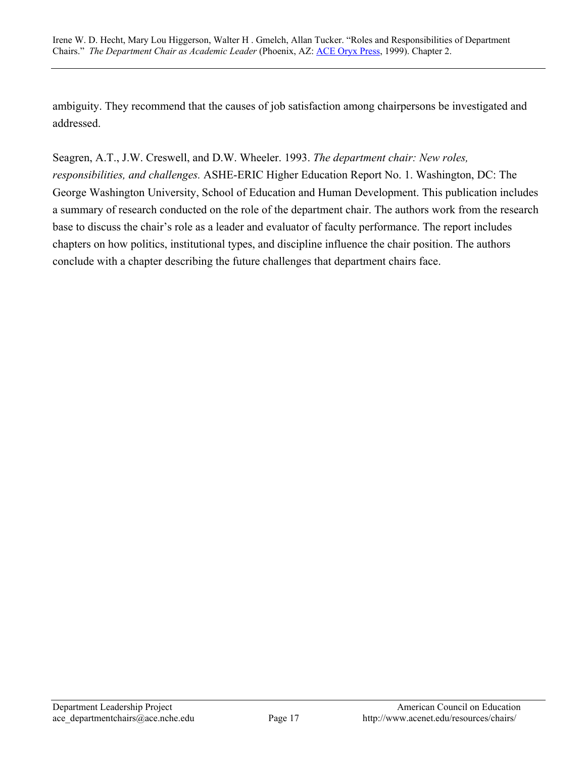ambiguity. They recommend that the causes of job satisfaction among chairpersons be investigated and addressed.

Seagren, A.T., J.W. Creswell, and D.W. Wheeler. 1993. *The department chair: New roles, responsibilities, and challenges.* ASHE-ERIC Higher Education Report No. 1. Washington, DC: The George Washington University, School of Education and Human Development. This publication includes a summary of research conducted on the role of the department chair. The authors work from the research base to discuss the chair's role as a leader and evaluator of faculty performance. The report includes chapters on how politics, institutional types, and discipline influence the chair position. The authors conclude with a chapter describing the future challenges that department chairs face.